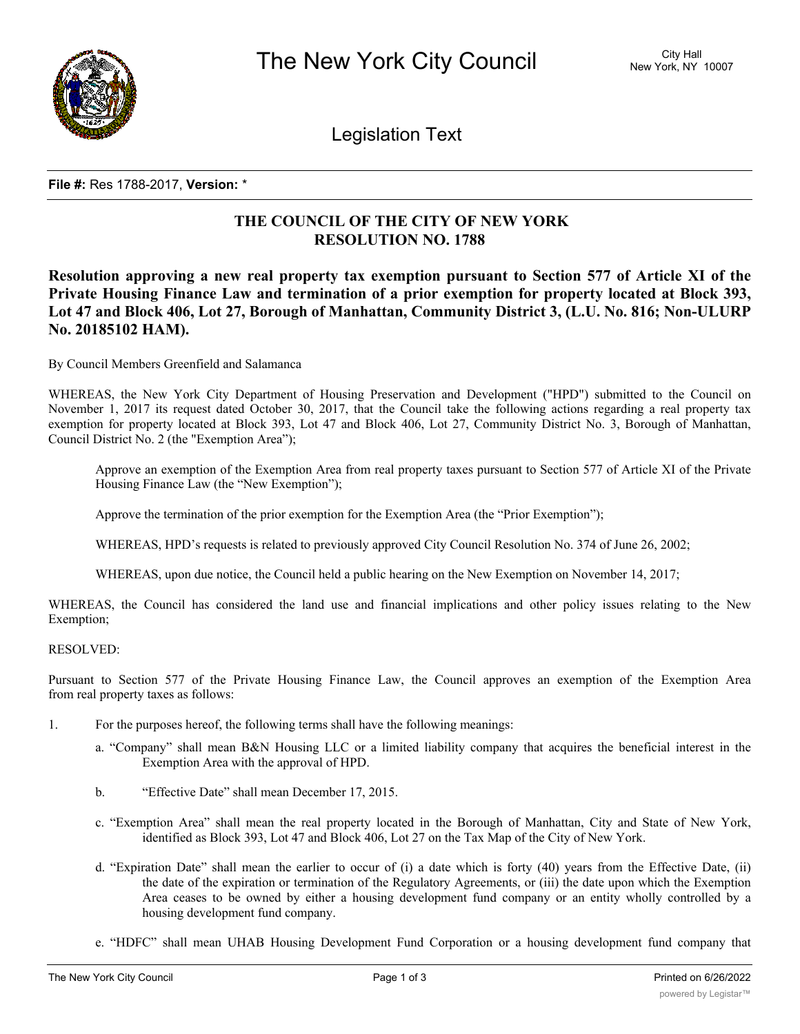**File #:** Res 1788-2017, **Version:** *

## THE COUNCIL OF THE CITY OF NEW YORK
## RESOLUTION NO. 1788

**Resolution approving a new real property tax exemption pursuant to Section 577 of Article XI of the Private Housing Finance Law and termination of a prior exemption for property located at Block 393, Lot 47 and Block 406, Lot 27, Borough of Manhattan, Community District 3, (L.U. No. 816; Non-ULURP No. 20185102 HAM).**

By Council Members Greenfield and Salamanca

WHEREAS, the New York City Department of Housing Preservation and Development ("HPD") submitted to the Council on November 1, 2017 its request dated October 30, 2017, that the Council take the following actions regarding a real property tax exemption for property located at Block 393, Lot 47 and Block 406, Lot 27, Community District No. 3, Borough of Manhattan, Council District No. 2 (the "Exemption Area");

Approve an exemption of the Exemption Area from real property taxes pursuant to Section 577 of Article XI of the Private Housing Finance Law (the "New Exemption");

Approve the termination of the prior exemption for the Exemption Area (the "Prior Exemption");

WHEREAS, HPD's requests is related to previously approved City Council Resolution No. 374 of June 26, 2002;

WHEREAS, upon due notice, the Council held a public hearing on the New Exemption on November 14, 2017;

WHEREAS, the Council has considered the land use and financial implications and other policy issues relating to the New Exemption;

RESOLVED:

Pursuant to Section 577 of the Private Housing Finance Law, the Council approves an exemption of the Exemption Area from real property taxes as follows:

1. For the purposes hereof, the following terms shall have the following meanings:

   a. "Company" shall mean B&N Housing LLC or a limited liability company that acquires the beneficial interest in the Exemption Area with the approval of HPD.

   b. "Effective Date" shall mean December 17, 2015.

   c. "Exemption Area" shall mean the real property located in the Borough of Manhattan, City and State of New York, identified as Block 393, Lot 47 and Block 406, Lot 27 on the Tax Map of the City of New York.

   d. "Expiration Date" shall mean the earlier to occur of (i) a date which is forty (40) years from the Effective Date, (ii) the date of the expiration or termination of the Regulatory Agreements, or (iii) the date upon which the Exemption Area ceases to be owned by either a housing development fund company or an entity wholly controlled by a housing development fund company.

   e. "HDFC" shall mean UHAB Housing Development Fund Corporation or a housing development fund company that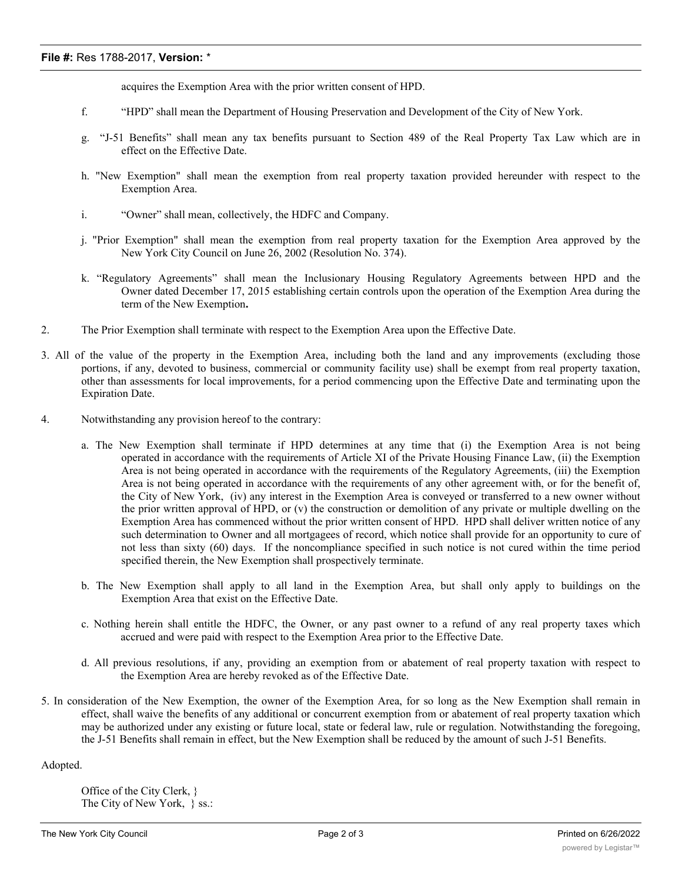acquires the Exemption Area with the prior written consent of HPD.

f. "HPD" shall mean the Department of Housing Preservation and Development of the City of New York.

g. "J-51 Benefits" shall mean any tax benefits pursuant to Section 489 of the Real Property Tax Law which are in effect on the Effective Date.

h. "New Exemption" shall mean the exemption from real property taxation provided hereunder with respect to the Exemption Area.

i. "Owner" shall mean, collectively, the HDFC and Company.

j. "Prior Exemption" shall mean the exemption from real property taxation for the Exemption Area approved by the New York City Council on June 26, 2002 (Resolution No. 374).

k. "Regulatory Agreements" shall mean the Inclusionary Housing Regulatory Agreements between HPD and the Owner dated December 17, 2015 establishing certain controls upon the operation of the Exemption Area during the term of the New Exemption**.**

2. The Prior Exemption shall terminate with respect to the Exemption Area upon the Effective Date.

3. All of the value of the property in the Exemption Area, including both the land and any improvements (excluding those portions, if any, devoted to business, commercial or community facility use) shall be exempt from real property taxation, other than assessments for local improvements, for a period commencing upon the Effective Date and terminating upon the Expiration Date.

4. Notwithstanding any provision hereof to the contrary:

   a. The New Exemption shall terminate if HPD determines at any time that (i) the Exemption Area is not being operated in accordance with the requirements of Article XI of the Private Housing Finance Law, (ii) the Exemption Area is not being operated in accordance with the requirements of the Regulatory Agreements, (iii) the Exemption Area is not being operated in accordance with the requirements of any other agreement with, or for the benefit of, the City of New York, (iv) any interest in the Exemption Area is conveyed or transferred to a new owner without the prior written approval of HPD, or (v) the construction or demolition of any private or multiple dwelling on the Exemption Area has commenced without the prior written consent of HPD. HPD shall deliver written notice of any such determination to Owner and all mortgagees of record, which notice shall provide for an opportunity to cure of not less than sixty (60) days. If the noncompliance specified in such notice is not cured within the time period specified therein, the New Exemption shall prospectively terminate.

   b. The New Exemption shall apply to all land in the Exemption Area, but shall only apply to buildings on the Exemption Area that exist on the Effective Date.

   c. Nothing herein shall entitle the HDFC, the Owner, or any past owner to a refund of any real property taxes which accrued and were paid with respect to the Exemption Area prior to the Effective Date.

   d. All previous resolutions, if any, providing an exemption from or abatement of real property taxation with respect to the Exemption Area are hereby revoked as of the Effective Date.

5. In consideration of the New Exemption, the owner of the Exemption Area, for so long as the New Exemption shall remain in effect, shall waive the benefits of any additional or concurrent exemption from or abatement of real property taxation which may be authorized under any existing or future local, state or federal law, rule or regulation. Notwithstanding the foregoing, the J-51 Benefits shall remain in effect, but the New Exemption shall be reduced by the amount of such J-51 Benefits.

Adopted.

Office of the City Clerk, }
The City of New York, } ss.: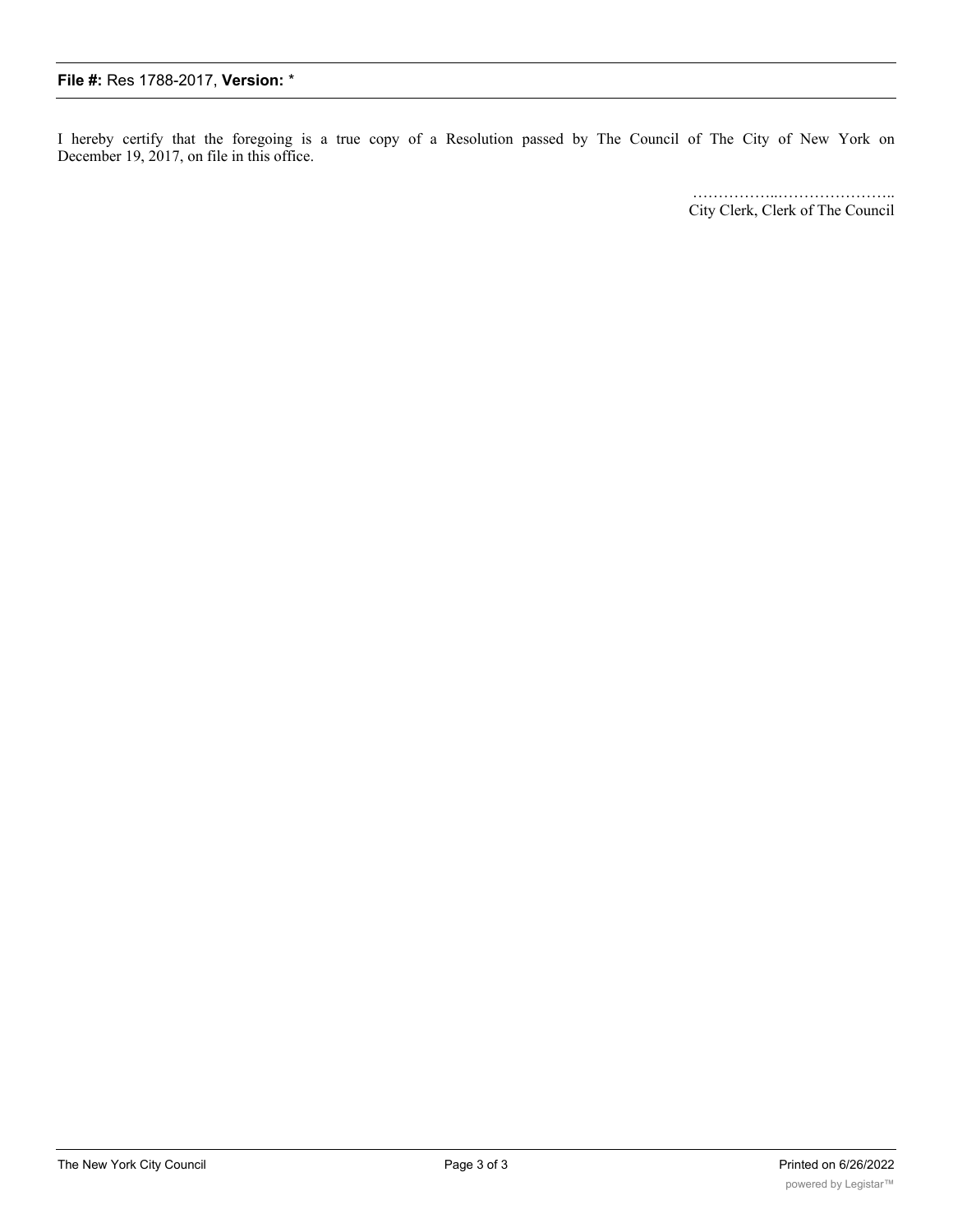I hereby certify that the foregoing is a true copy of a Resolution passed by The Council of The City of New York on December 19, 2017, on file in this office.

……………..…………………..
City Clerk, Clerk of The Council